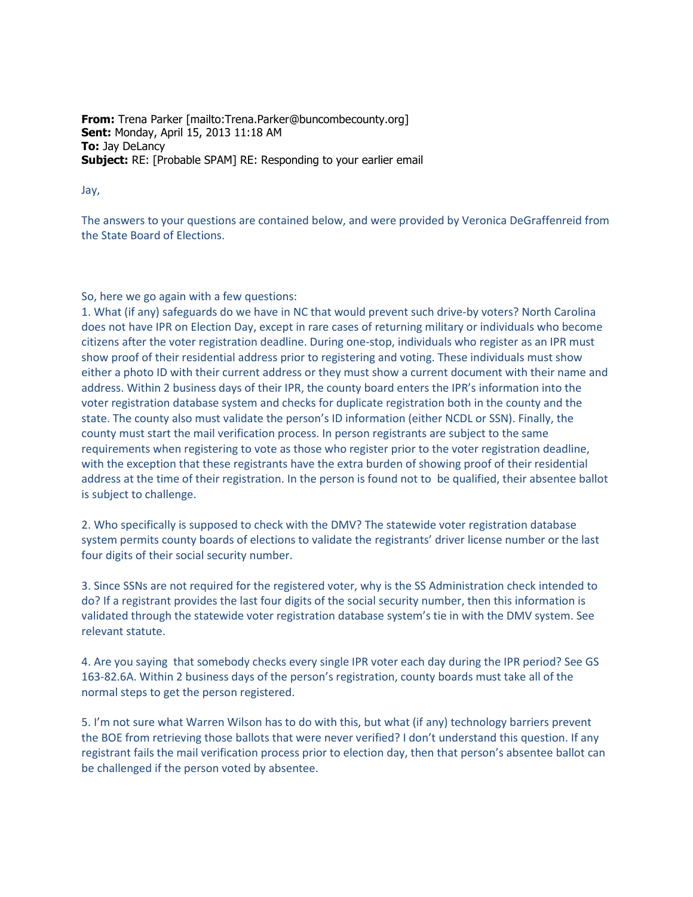**From:** Trena Parker [mailto:Trena.Parker@buncombecounty.org]
**Sent:** Monday, April 15, 2013 11:18 AM
**To:** Jay DeLancy
**Subject:** RE: [Probable SPAM] RE: Responding to your earlier email

Jay,

The answers to your questions are contained below, and were provided by Veronica DeGraffenreid from the State Board of Elections.

So, here we go again with a few questions:

1. What (if any) safeguards do we have in NC that would prevent such drive-by voters? North Carolina does not have IPR on Election Day, except in rare cases of returning military or individuals who become citizens after the voter registration deadline. During one-stop, individuals who register as an IPR must show proof of their residential address prior to registering and voting. These individuals must show either a photo ID with their current address or they must show a current document with their name and address. Within 2 business days of their IPR, the county board enters the IPR's information into the voter registration database system and checks for duplicate registration both in the county and the state. The county also must validate the person's ID information (either NCDL or SSN). Finally, the county must start the mail verification process. In person registrants are subject to the same requirements when registering to vote as those who register prior to the voter registration deadline, with the exception that these registrants have the extra burden of showing proof of their residential address at the time of their registration. In the person is found not to be qualified, their absentee ballot is subject to challenge.

2. Who specifically is supposed to check with the DMV? The statewide voter registration database system permits county boards of elections to validate the registrants' driver license number or the last four digits of their social security number.

3. Since SSNs are not required for the registered voter, why is the SS Administration check intended to do? If a registrant provides the last four digits of the social security number, then this information is validated through the statewide voter registration database system's tie in with the DMV system. See relevant statute.

4. Are you saying that somebody checks every single IPR voter each day during the IPR period? See GS 163-82.6A. Within 2 business days of the person's registration, county boards must take all of the normal steps to get the person registered.

5. I'm not sure what Warren Wilson has to do with this, but what (if any) technology barriers prevent the BOE from retrieving those ballots that were never verified? I don't understand this question. If any registrant fails the mail verification process prior to election day, then that person's absentee ballot can be challenged if the person voted by absentee.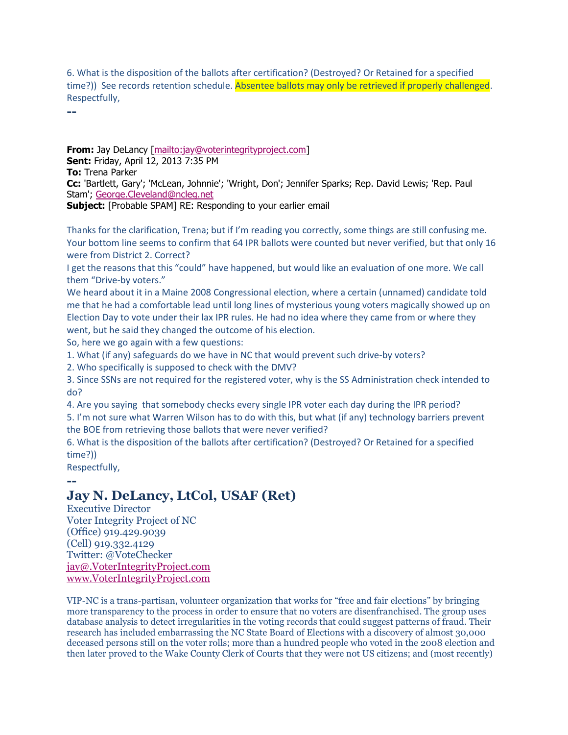6. What is the disposition of the ballots after certification? (Destroyed? Or Retained for a specified time?))  See records retention schedule. Absentee ballots may only be retrieved if properly challenged.
Respectfully,

--

**From:** Jay DeLancy [mailto:jay@voterintegrityproject.com]
**Sent:** Friday, April 12, 2013 7:35 PM
**To:** Trena Parker
**Cc:** 'Bartlett, Gary'; 'McLean, Johnnie'; 'Wright, Don'; Jennifer Sparks; Rep. David Lewis; 'Rep. Paul Stam'; George.Cleveland@ncleg.net
**Subject:** [Probable SPAM] RE: Responding to your earlier email

Thanks for the clarification, Trena; but if I'm reading you correctly, some things are still confusing me. Your bottom line seems to confirm that 64 IPR ballots were counted but never verified, but that only 16 were from District 2. Correct?

I get the reasons that this "could" have happened, but would like an evaluation of one more. We call them "Drive-by voters."

We heard about it in a Maine 2008 Congressional election, where a certain (unnamed) candidate told me that he had a comfortable lead until long lines of mysterious young voters magically showed up on Election Day to vote under their lax IPR rules. He had no idea where they came from or where they went, but he said they changed the outcome of his election.

So, here we go again with a few questions:

1. What (if any) safeguards do we have in NC that would prevent such drive-by voters?
2. Who specifically is supposed to check with the DMV?
3. Since SSNs are not required for the registered voter, why is the SS Administration check intended to do?
4. Are you saying  that somebody checks every single IPR voter each day during the IPR period?
5. I'm not sure what Warren Wilson has to do with this, but what (if any) technology barriers prevent the BOE from retrieving those ballots that were never verified?
6. What is the disposition of the ballots after certification? (Destroyed? Or Retained for a specified time?))

Respectfully,

--

**Jay N. DeLancy, LtCol, USAF (Ret)**
Executive Director
Voter Integrity Project of NC
(Office) 919.429.9039
(Cell) 919.332.4129
Twitter: @VoteChecker
jay@.VoterIntegrityProject.com
www.VoterIntegrityProject.com

VIP-NC is a trans-partisan, volunteer organization that works for "free and fair elections" by bringing more transparency to the process in order to ensure that no voters are disenfranchised. The group uses database analysis to detect irregularities in the voting records that could suggest patterns of fraud. Their research has included embarrassing the NC State Board of Elections with a discovery of almost 30,000 deceased persons still on the voter rolls; more than a hundred people who voted in the 2008 election and then later proved to the Wake County Clerk of Courts that they were not US citizens; and (most recently)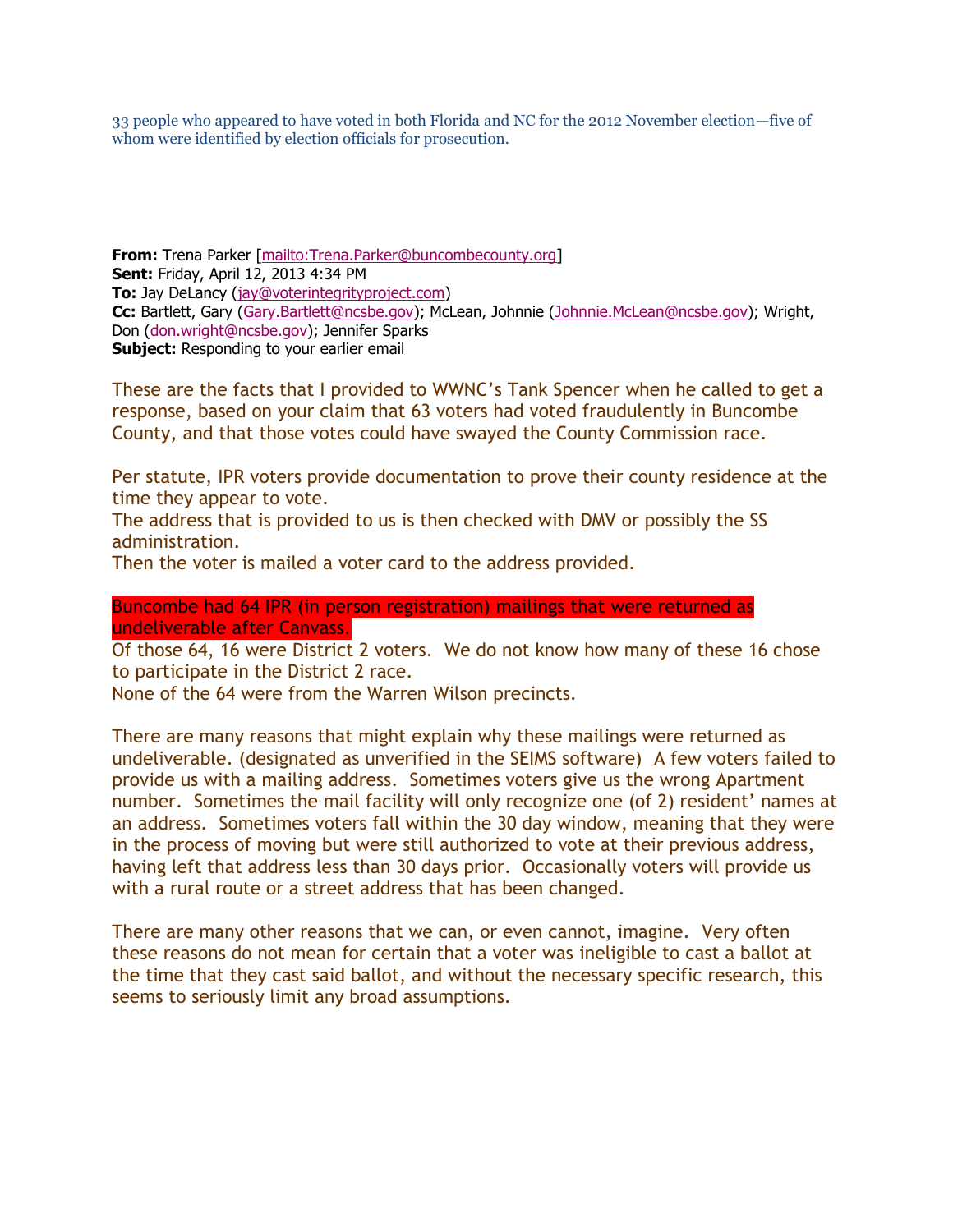33 people who appeared to have voted in both Florida and NC for the 2012 November election—five of whom were identified by election officials for prosecution.

**From:** Trena Parker [mailto:Trena.Parker@buncombecounty.org]
**Sent:** Friday, April 12, 2013 4:34 PM
**To:** Jay DeLancy (jay@voterintegrityproject.com)
**Cc:** Bartlett, Gary (Gary.Bartlett@ncsbe.gov); McLean, Johnnie (Johnnie.McLean@ncsbe.gov); Wright, Don (don.wright@ncsbe.gov); Jennifer Sparks
**Subject:** Responding to your earlier email

These are the facts that I provided to WWNC's Tank Spencer when he called to get a response, based on your claim that 63 voters had voted fraudulently in Buncombe County, and that those votes could have swayed the County Commission race.

Per statute, IPR voters provide documentation to prove their county residence at the time they appear to vote.
The address that is provided to us is then checked with DMV or possibly the SS administration.
Then the voter is mailed a voter card to the address provided.

Buncombe had 64 IPR (in person registration) mailings that were returned as undeliverable after Canvass.
Of those 64, 16 were District 2 voters. We do not know how many of these 16 chose to participate in the District 2 race.
None of the 64 were from the Warren Wilson precincts.

There are many reasons that might explain why these mailings were returned as undeliverable. (designated as unverified in the SEIMS software) A few voters failed to provide us with a mailing address. Sometimes voters give us the wrong Apartment number. Sometimes the mail facility will only recognize one (of 2) resident' names at an address. Sometimes voters fall within the 30 day window, meaning that they were in the process of moving but were still authorized to vote at their previous address, having left that address less than 30 days prior. Occasionally voters will provide us with a rural route or a street address that has been changed.

There are many other reasons that we can, or even cannot, imagine. Very often these reasons do not mean for certain that a voter was ineligible to cast a ballot at the time that they cast said ballot, and without the necessary specific research, this seems to seriously limit any broad assumptions.